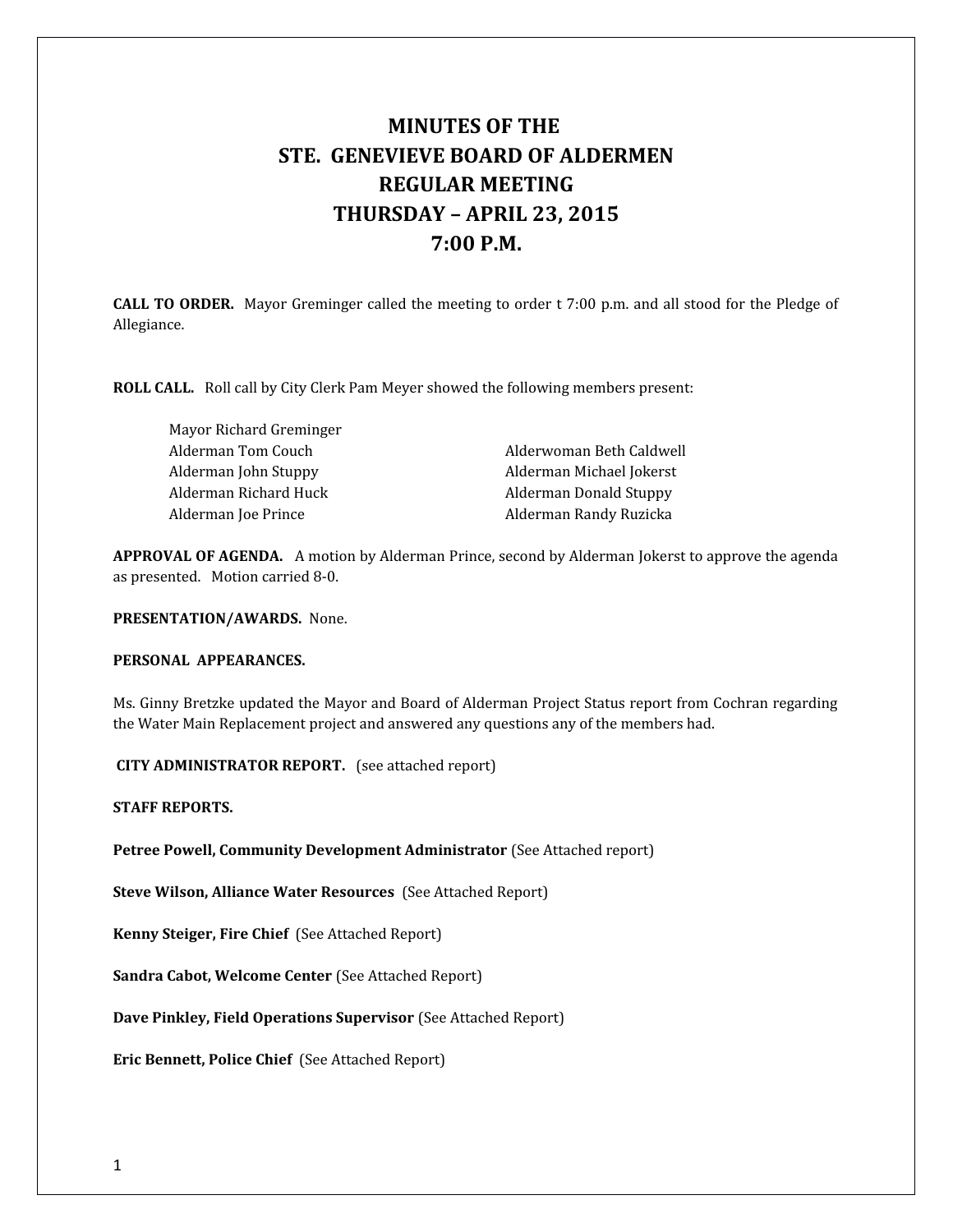# MINUTES OF THE
# STE. GENEVIEVE BOARD OF ALDERMEN
# REGULAR MEETING
# THURSDAY – APRIL 23, 2015
# 7:00 P.M.

**CALL TO ORDER.** Mayor Greminger called the meeting to order t 7:00 p.m. and all stood for the Pledge of Allegiance.

**ROLL CALL.** Roll call by City Clerk Pam Meyer showed the following members present:

Mayor Richard Greminger
Alderman Tom Couch
Alderman John Stuppy
Alderman Richard Huck
Alderman Joe Prince
Alderwoman Beth Caldwell
Alderman Michael Jokerst
Alderman Donald Stuppy
Alderman Randy Ruzicka

**APPROVAL OF AGENDA.** A motion by Alderman Prince, second by Alderman Jokerst to approve the agenda as presented. Motion carried 8-0.

**PRESENTATION/AWARDS.** None.

**PERSONAL APPEARANCES.**

Ms. Ginny Bretzke updated the Mayor and Board of Alderman Project Status report from Cochran regarding the Water Main Replacement project and answered any questions any of the members had.

**CITY ADMINISTRATOR REPORT.** (see attached report)

**STAFF REPORTS.**

**Petree Powell, Community Development Administrator** (See Attached report)

**Steve Wilson, Alliance Water Resources** (See Attached Report)

**Kenny Steiger, Fire Chief** (See Attached Report)

**Sandra Cabot, Welcome Center** (See Attached Report)

**Dave Pinkley, Field Operations Supervisor** (See Attached Report)

**Eric Bennett, Police Chief** (See Attached Report)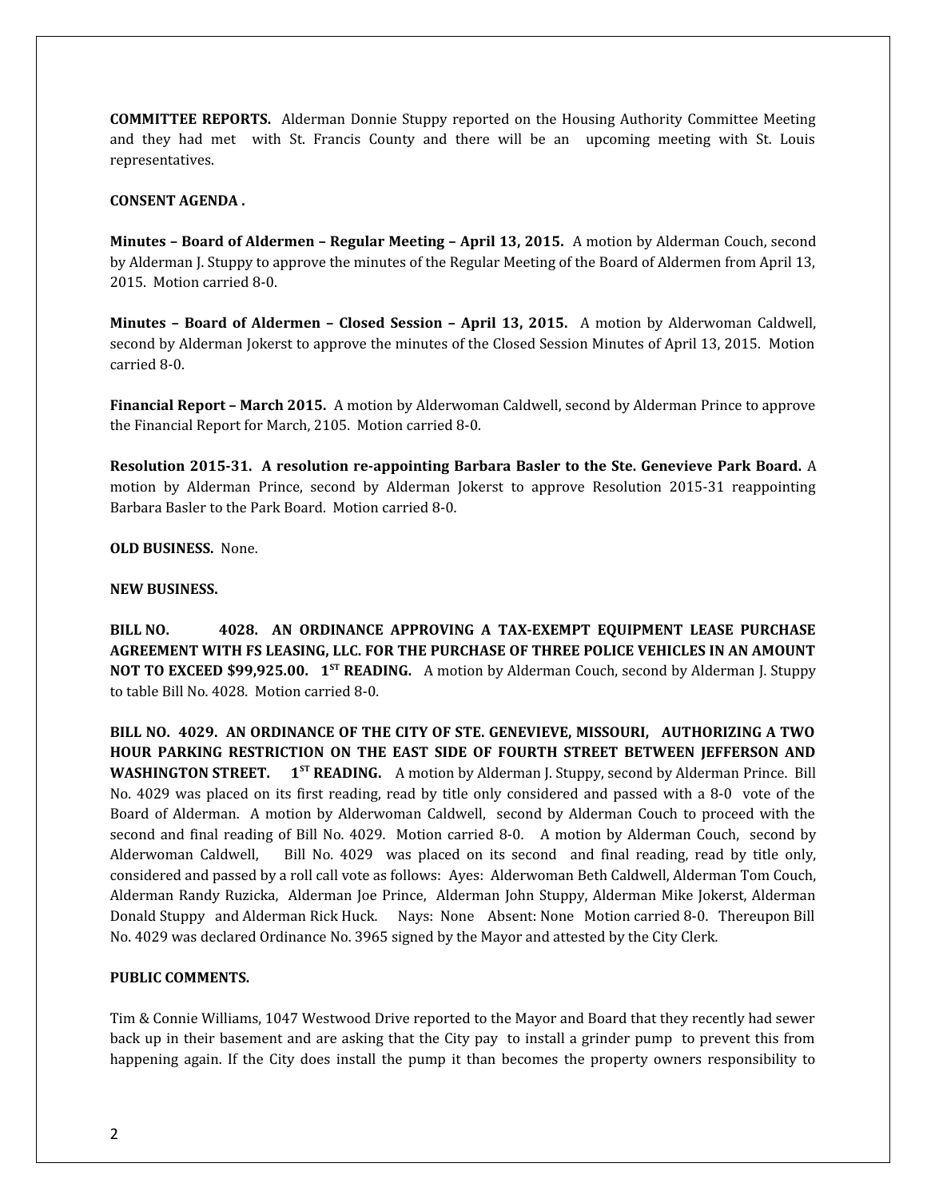**COMMITTEE REPORTS.** Alderman Donnie Stuppy reported on the Housing Authority Committee Meeting and they had met with St. Francis County and there will be an upcoming meeting with St. Louis representatives.

**CONSENT AGENDA .**

**Minutes – Board of Aldermen – Regular Meeting – April 13, 2015.** A motion by Alderman Couch, second by Alderman J. Stuppy to approve the minutes of the Regular Meeting of the Board of Aldermen from April 13, 2015. Motion carried 8-0.

**Minutes – Board of Aldermen – Closed Session – April 13, 2015.** A motion by Alderwoman Caldwell, second by Alderman Jokerst to approve the minutes of the Closed Session Minutes of April 13, 2015. Motion carried 8-0.

**Financial Report – March 2015.** A motion by Alderwoman Caldwell, second by Alderman Prince to approve the Financial Report for March, 2105. Motion carried 8-0.

**Resolution 2015-31. A resolution re-appointing Barbara Basler to the Ste. Genevieve Park Board.** A motion by Alderman Prince, second by Alderman Jokerst to approve Resolution 2015-31 reappointing Barbara Basler to the Park Board. Motion carried 8-0.

**OLD BUSINESS.** None.

**NEW BUSINESS.**

**BILL NO. 4028. AN ORDINANCE APPROVING A TAX-EXEMPT EQUIPMENT LEASE PURCHASE AGREEMENT WITH FS LEASING, LLC. FOR THE PURCHASE OF THREE POLICE VEHICLES IN AN AMOUNT NOT TO EXCEED $99,925.00. 1ST READING.** A motion by Alderman Couch, second by Alderman J. Stuppy to table Bill No. 4028. Motion carried 8-0.

**BILL NO. 4029. AN ORDINANCE OF THE CITY OF STE. GENEVIEVE, MISSOURI, AUTHORIZING A TWO HOUR PARKING RESTRICTION ON THE EAST SIDE OF FOURTH STREET BETWEEN JEFFERSON AND WASHINGTON STREET. 1ST READING.** A motion by Alderman J. Stuppy, second by Alderman Prince. Bill No. 4029 was placed on its first reading, read by title only considered and passed with a 8-0 vote of the Board of Alderman. A motion by Alderwoman Caldwell, second by Alderman Couch to proceed with the second and final reading of Bill No. 4029. Motion carried 8-0. A motion by Alderman Couch, second by Alderwoman Caldwell, Bill No. 4029 was placed on its second and final reading, read by title only, considered and passed by a roll call vote as follows: Ayes: Alderwoman Beth Caldwell, Alderman Tom Couch, Alderman Randy Ruzicka, Alderman Joe Prince, Alderman John Stuppy, Alderman Mike Jokerst, Alderman Donald Stuppy and Alderman Rick Huck. Nays: None Absent: None Motion carried 8-0. Thereupon Bill No. 4029 was declared Ordinance No. 3965 signed by the Mayor and attested by the City Clerk.

**PUBLIC COMMENTS.**

Tim & Connie Williams, 1047 Westwood Drive reported to the Mayor and Board that they recently had sewer back up in their basement and are asking that the City pay to install a grinder pump to prevent this from happening again. If the City does install the pump it than becomes the property owners responsibility to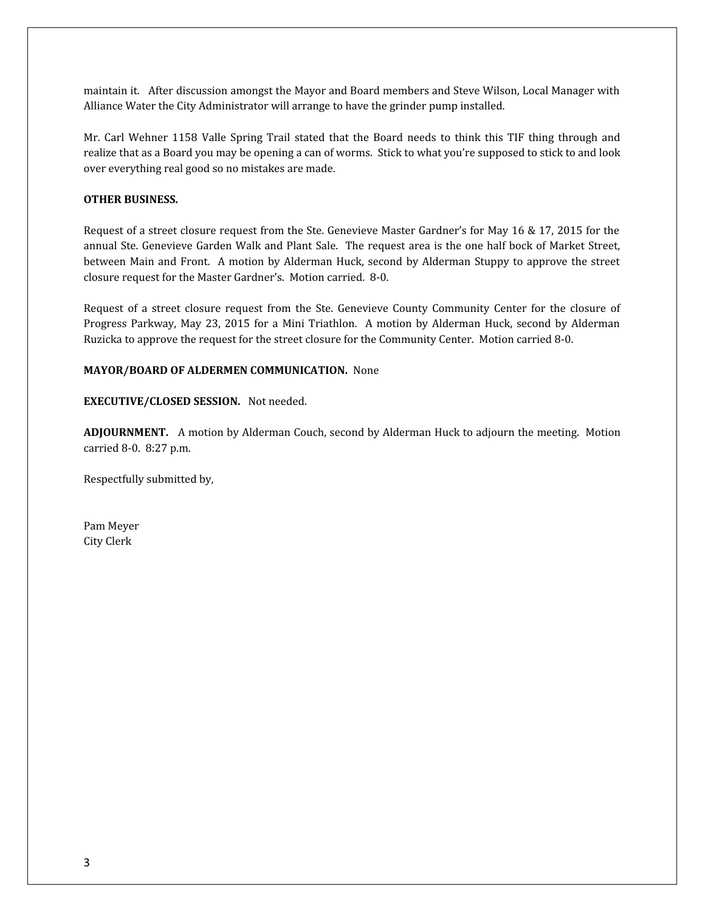maintain it. After discussion amongst the Mayor and Board members and Steve Wilson, Local Manager with Alliance Water the City Administrator will arrange to have the grinder pump installed.

Mr. Carl Wehner 1158 Valle Spring Trail stated that the Board needs to think this TIF thing through and realize that as a Board you may be opening a can of worms. Stick to what you're supposed to stick to and look over everything real good so no mistakes are made.

**OTHER BUSINESS.**

Request of a street closure request from the Ste. Genevieve Master Gardner's for May 16 & 17, 2015 for the annual Ste. Genevieve Garden Walk and Plant Sale. The request area is the one half bock of Market Street, between Main and Front. A motion by Alderman Huck, second by Alderman Stuppy to approve the street closure request for the Master Gardner's. Motion carried. 8-0.

Request of a street closure request from the Ste. Genevieve County Community Center for the closure of Progress Parkway, May 23, 2015 for a Mini Triathlon. A motion by Alderman Huck, second by Alderman Ruzicka to approve the request for the street closure for the Community Center. Motion carried 8-0.

**MAYOR/BOARD OF ALDERMEN COMMUNICATION.** None

**EXECUTIVE/CLOSED SESSION.** Not needed.

**ADJOURNMENT.** A motion by Alderman Couch, second by Alderman Huck to adjourn the meeting. Motion carried 8-0. 8:27 p.m.

Respectfully submitted by,

Pam Meyer
City Clerk